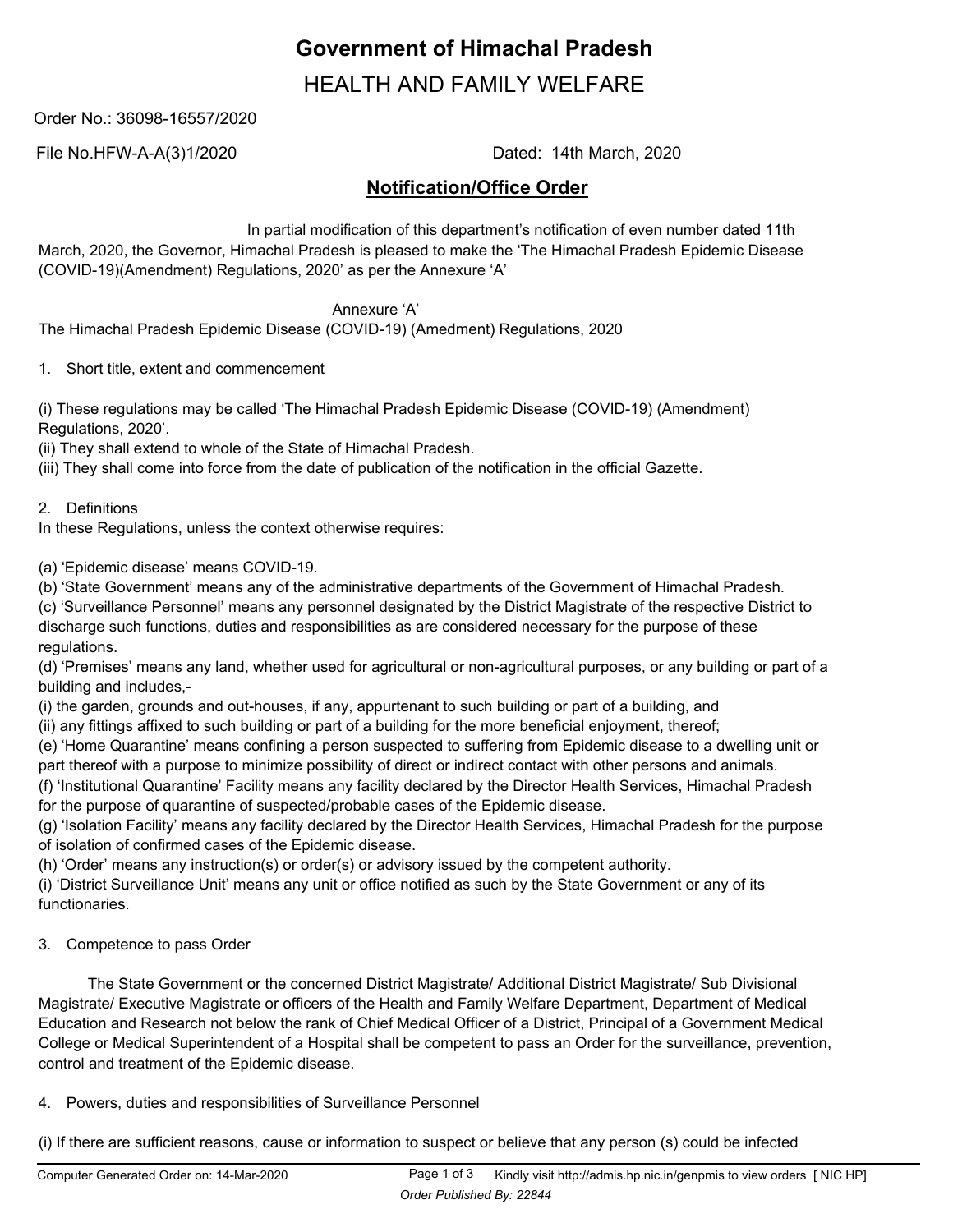# Government of Himachal Pradesh

## HEALTH AND FAMILY WELFARE

Order No.: 36098-16557/2020

File No.HFW-A-A(3)1/2020 Dated: 14th March, 2020

## Notification/Office Order

In partial modification of this department's notification of even number dated 11th March, 2020, the Governor, Himachal Pradesh is pleased to make the 'The Himachal Pradesh Epidemic Disease (COVID-19)(Amendment) Regulations, 2020' as per the Annexure 'A'

Annexure 'A'

The Himachal Pradesh Epidemic Disease (COVID-19) (Amedment) Regulations, 2020

1. Short title, extent and commencement

(i) These regulations may be called 'The Himachal Pradesh Epidemic Disease (COVID-19) (Amendment) Regulations, 2020'.
(ii) They shall extend to whole of the State of Himachal Pradesh.
(iii) They shall come into force from the date of publication of the notification in the official Gazette.

2. Definitions

In these Regulations, unless the context otherwise requires:

(a) 'Epidemic disease' means COVID-19.
(b) 'State Government' means any of the administrative departments of the Government of Himachal Pradesh.
(c) 'Surveillance Personnel' means any personnel designated by the District Magistrate of the respective District to discharge such functions, duties and responsibilities as are considered necessary for the purpose of these regulations.
(d) 'Premises' means any land, whether used for agricultural or non-agricultural purposes, or any building or part of a building and includes,-
(i) the garden, grounds and out-houses, if any, appurtenant to such building or part of a building, and
(ii) any fittings affixed to such building or part of a building for the more beneficial enjoyment, thereof;
(e) 'Home Quarantine' means confining a person suspected to suffering from Epidemic disease to a dwelling unit or part thereof with a purpose to minimize possibility of direct or indirect contact with other persons and animals.
(f) 'Institutional Quarantine' Facility means any facility declared by the Director Health Services, Himachal Pradesh for the purpose of quarantine of suspected/probable cases of the Epidemic disease.
(g) 'Isolation Facility' means any facility declared by the Director Health Services, Himachal Pradesh for the purpose of isolation of confirmed cases of the Epidemic disease.
(h) 'Order' means any instruction(s) or order(s) or advisory issued by the competent authority.
(i) 'District Surveillance Unit' means any unit or office notified as such by the State Government or any of its functionaries.

3. Competence to pass Order

The State Government or the concerned District Magistrate/ Additional District Magistrate/ Sub Divisional Magistrate/ Executive Magistrate or officers of the Health and Family Welfare Department, Department of Medical Education and Research not below the rank of Chief Medical Officer of a District, Principal of a Government Medical College or Medical Superintendent of a Hospital shall be competent to pass an Order for the surveillance, prevention, control and treatment of the Epidemic disease.

4. Powers, duties and responsibilities of Surveillance Personnel

(i) If there are sufficient reasons, cause or information to suspect or believe that any person (s) could be infected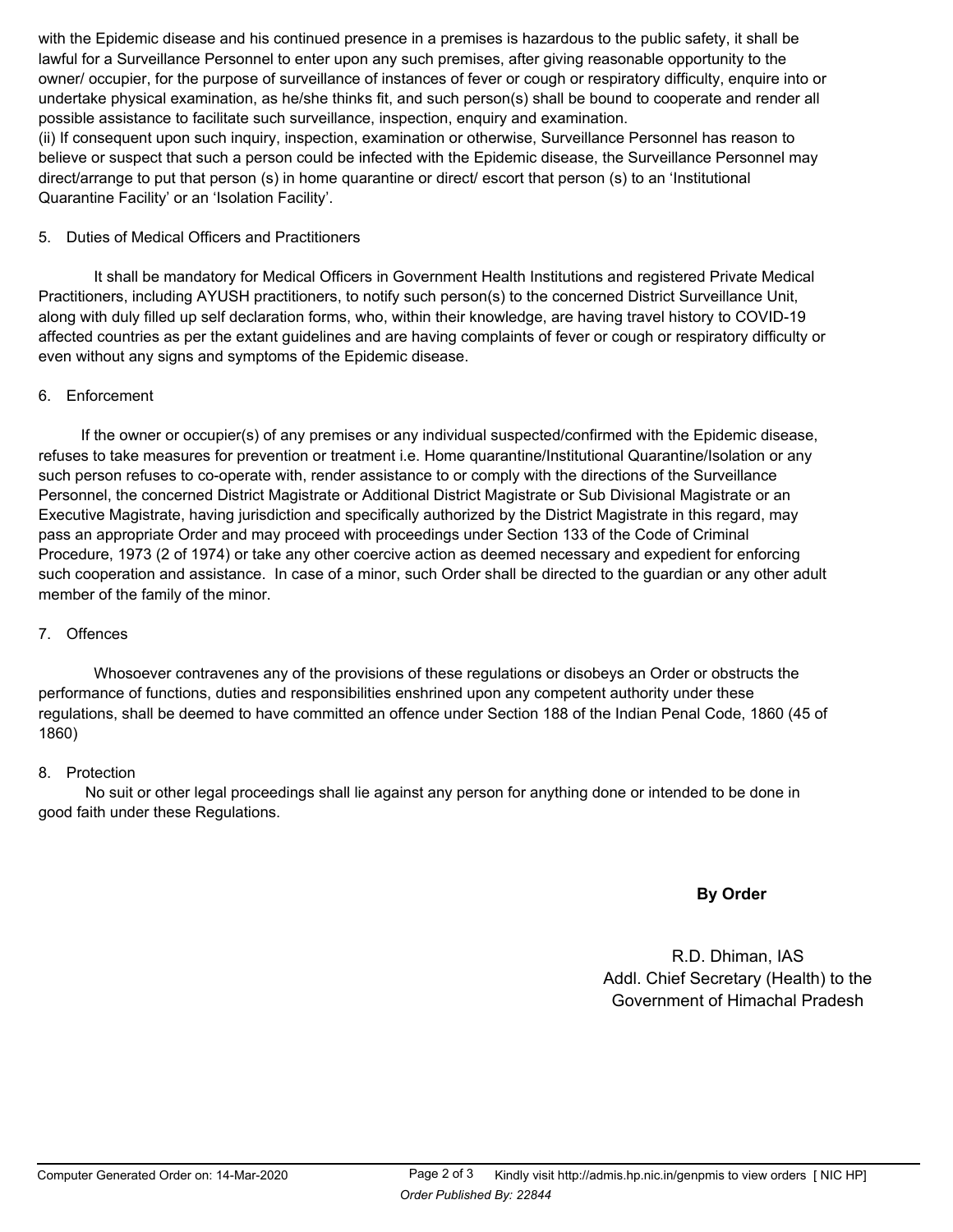with the Epidemic disease and his continued presence in a premises is hazardous to the public safety, it shall be lawful for a Surveillance Personnel to enter upon any such premises, after giving reasonable opportunity to the owner/ occupier, for the purpose of surveillance of instances of fever or cough or respiratory difficulty, enquire into or undertake physical examination, as he/she thinks fit, and such person(s) shall be bound to cooperate and render all possible assistance to facilitate such surveillance, inspection, enquiry and examination.

(ii) If consequent upon such inquiry, inspection, examination or otherwise, Surveillance Personnel has reason to believe or suspect that such a person could be infected with the Epidemic disease, the Surveillance Personnel may direct/arrange to put that person (s) in home quarantine or direct/ escort that person (s) to an 'Institutional Quarantine Facility' or an 'Isolation Facility'.

5. Duties of Medical Officers and Practitioners

It shall be mandatory for Medical Officers in Government Health Institutions and registered Private Medical Practitioners, including AYUSH practitioners, to notify such person(s) to the concerned District Surveillance Unit, along with duly filled up self declaration forms, who, within their knowledge, are having travel history to COVID-19 affected countries as per the extant guidelines and are having complaints of fever or cough or respiratory difficulty or even without any signs and symptoms of the Epidemic disease.

6. Enforcement

If the owner or occupier(s) of any premises or any individual suspected/confirmed with the Epidemic disease, refuses to take measures for prevention or treatment i.e. Home quarantine/Institutional Quarantine/Isolation or any such person refuses to co-operate with, render assistance to or comply with the directions of the Surveillance Personnel, the concerned District Magistrate or Additional District Magistrate or Sub Divisional Magistrate or an Executive Magistrate, having jurisdiction and specifically authorized by the District Magistrate in this regard, may pass an appropriate Order and may proceed with proceedings under Section 133 of the Code of Criminal Procedure, 1973 (2 of 1974) or take any other coercive action as deemed necessary and expedient for enforcing such cooperation and assistance. In case of a minor, such Order shall be directed to the guardian or any other adult member of the family of the minor.

7. Offences

Whosoever contravenes any of the provisions of these regulations or disobeys an Order or obstructs the performance of functions, duties and responsibilities enshrined upon any competent authority under these regulations, shall be deemed to have committed an offence under Section 188 of the Indian Penal Code, 1860 (45 of 1860)

8. Protection

No suit or other legal proceedings shall lie against any person for anything done or intended to be done in good faith under these Regulations.

**By Order**

R.D. Dhiman, IAS
Addl. Chief Secretary (Health) to the
Government of Himachal Pradesh

Computer Generated Order on: 14-Mar-2020 Kindly visit http://admis.hp.nic.in/genpmis to view orders [ NIC HP]
*Order Published By: 22844*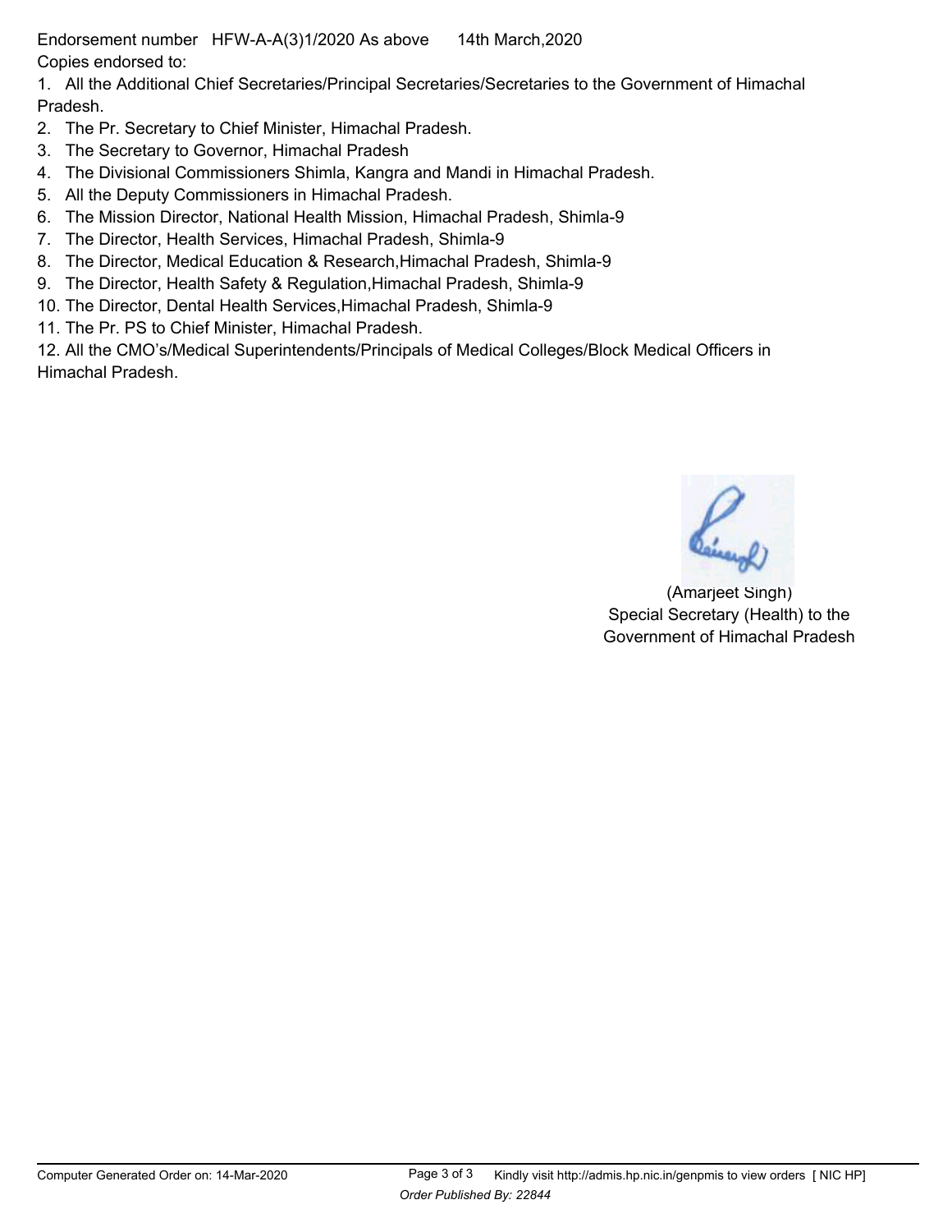Endorsement number HFW-A-A(3)1/2020 As above 14th March,2020

Copies endorsed to:

1. All the Additional Chief Secretaries/Principal Secretaries/Secretaries to the Government of Himachal Pradesh.
2. The Pr. Secretary to Chief Minister, Himachal Pradesh.
3. The Secretary to Governor, Himachal Pradesh
4. The Divisional Commissioners Shimla, Kangra and Mandi in Himachal Pradesh.
5. All the Deputy Commissioners in Himachal Pradesh.
6. The Mission Director, National Health Mission, Himachal Pradesh, Shimla-9
7. The Director, Health Services, Himachal Pradesh, Shimla-9
8. The Director, Medical Education & Research,Himachal Pradesh, Shimla-9
9. The Director, Health Safety & Regulation,Himachal Pradesh, Shimla-9
10. The Director, Dental Health Services,Himachal Pradesh, Shimla-9
11. The Pr. PS to Chief Minister, Himachal Pradesh.
12. All the CMO's/Medical Superintendents/Principals of Medical Colleges/Block Medical Officers in Himachal Pradesh.

(Amarjeet Singh)
Special Secretary (Health) to the
Government of Himachal Pradesh

Computer Generated Order on: 14-Mar-2020

Kindly visit http://admis.hp.nic.in/genpmis to view orders [ NIC HP]

*Order Published By: 22844*